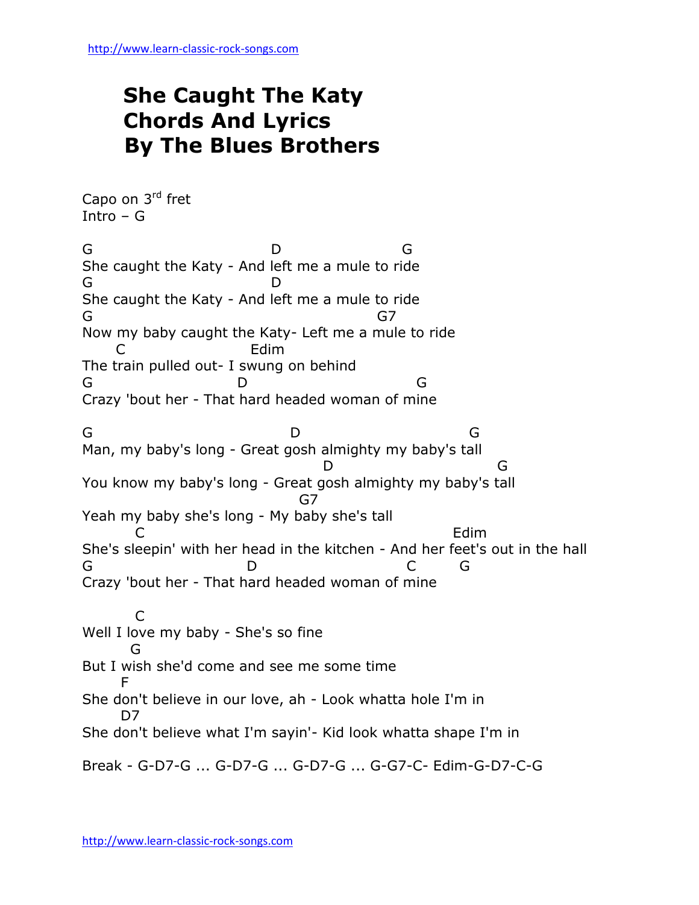http://www.learn-classic-rock-songs.com

# She Caught The Katy Chords And Lyrics By The Blues Brothers

Capo on 3rd fret
Intro – G

```
G                         D                   G
She caught the Katy - And left me a mule to ride
G                         D
She caught the Katy - And left me a mule to ride
G                                         G7
Now my baby caught the Katy- Left me a mule to ride
    C                  Edim
The train pulled out- I swung on behind
G                      D                        G
Crazy 'bout her - That hard headed woman of mine

G                              D                        G
Man, my baby's long - Great gosh almighty my baby's tall
                                 D                        G
You know my baby's long - Great gosh almighty my baby's tall
                              G7
Yeah my baby she's long - My baby she's tall
      C                                          Edim
She's sleepin' with her head in the kitchen - And her feet's out in the hall
G                       D                      C      G
Crazy 'bout her - That hard headed woman of mine

      C
Well I love my baby - She's so fine
     G
But I wish she'd come and see me some time
    F
She don't believe in our love, ah - Look whatta hole I'm in
    D7
She don't believe what I'm sayin'- Kid look whatta shape I'm in
```

Break - G-D7-G ... G-D7-G ... G-D7-G ... G-G7-C- Edim-G-D7-C-G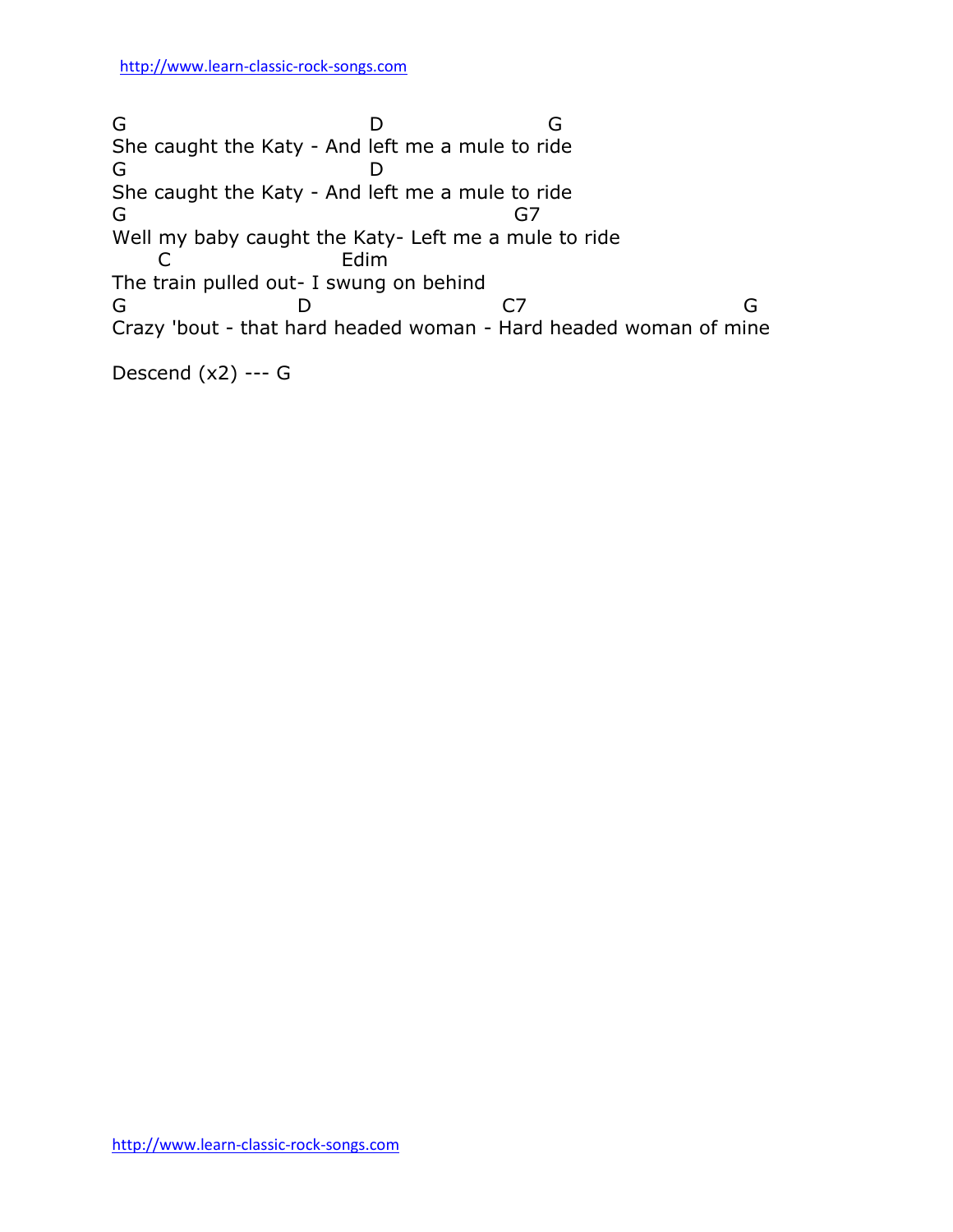```
G                          D                G
She caught the Katy - And left me a mule to ride
G                          D
She caught the Katy - And left me a mule to ride
G                                        G7
Well my baby caught the Katy- Left me a mule to ride
    C                 Edim
The train pulled out- I swung on behind
G                 D                   C7                    G
Crazy 'bout - that hard headed woman - Hard headed woman of mine
```

Descend (x2) --- G